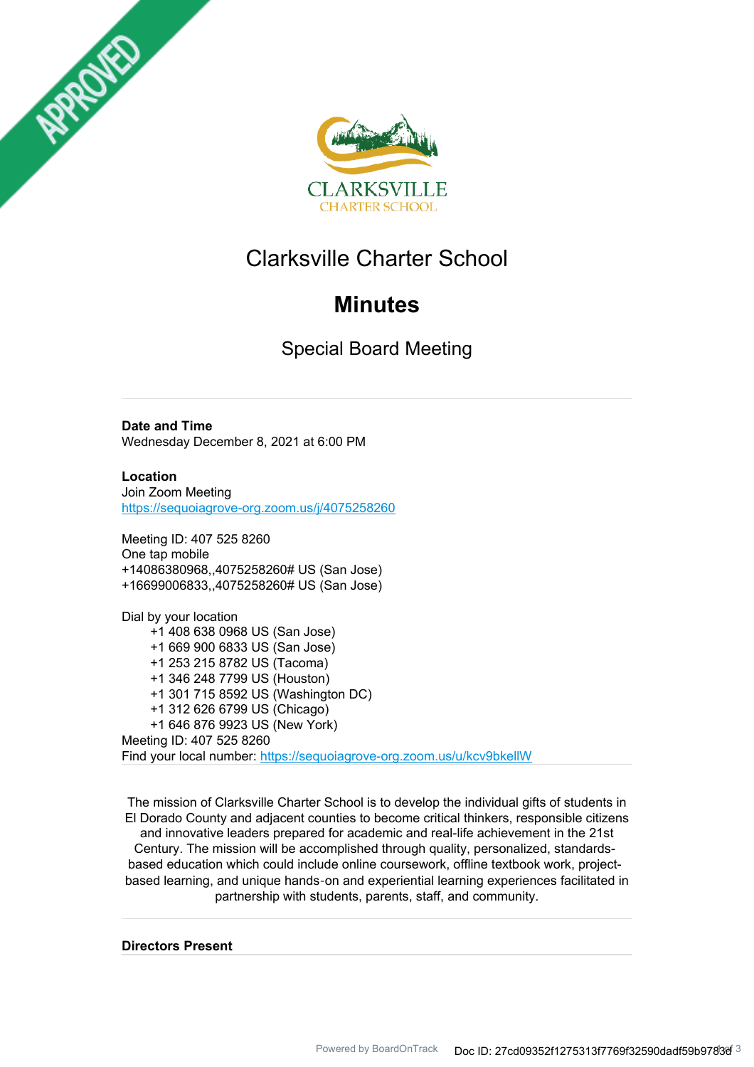# Clarksville Charter School

# Minutes

## Special Board Meeting

**Date and Time**
Wednesday December 8, 2021 at 6:00 PM

**Location**
Join Zoom Meeting
https://sequoiagrove-org.zoom.us/j/4075258260

Meeting ID: 407 525 8260
One tap mobile
+14086380968,,4075258260# US (San Jose)
+16699006833,,4075258260# US (San Jose)

Dial by your location
+1 408 638 0968 US (San Jose)
+1 669 900 6833 US (San Jose)
+1 253 215 8782 US (Tacoma)
+1 346 248 7799 US (Houston)
+1 301 715 8592 US (Washington DC)
+1 312 626 6799 US (Chicago)
+1 646 876 9923 US (New York)
Meeting ID: 407 525 8260
Find your local number: https://sequoiagrove-org.zoom.us/u/kcv9bkellW

The mission of Clarksville Charter School is to develop the individual gifts of students in El Dorado County and adjacent counties to become critical thinkers, responsible citizens and innovative leaders prepared for academic and real-life achievement in the 21st Century. The mission will be accomplished through quality, personalized, standards-based education which could include online coursework, offline textbook work, project-based learning, and unique hands-on and experiential learning experiences facilitated in partnership with students, parents, staff, and community.

**Directors Present**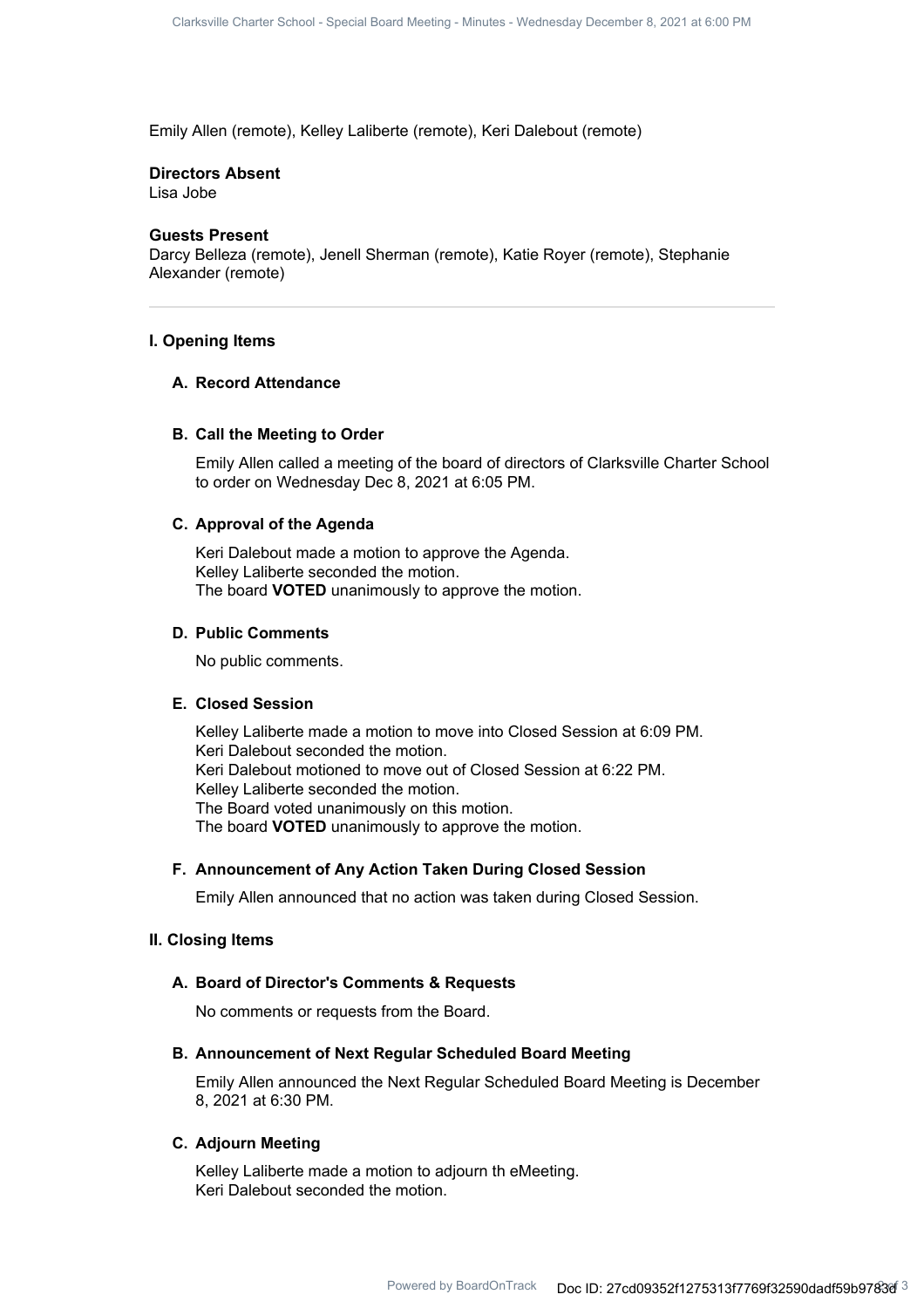Emily Allen (remote), Kelley Laliberte (remote), Keri Dalebout (remote)

**Directors Absent**
Lisa Jobe

**Guests Present**
Darcy Belleza (remote), Jenell Sherman (remote), Katie Royer (remote), Stephanie Alexander (remote)

---

## I. Opening Items

### A. Record Attendance

### B. Call the Meeting to Order

Emily Allen called a meeting of the board of directors of Clarksville Charter School to order on Wednesday Dec 8, 2021 at 6:05 PM.

### C. Approval of the Agenda

Keri Dalebout made a motion to approve the Agenda.
Kelley Laliberte seconded the motion.
The board **VOTED** unanimously to approve the motion.

### D. Public Comments

No public comments.

### E. Closed Session

Kelley Laliberte made a motion to move into Closed Session at 6:09 PM.
Keri Dalebout seconded the motion.
Keri Dalebout motioned to move out of Closed Session at 6:22 PM.
Kelley Laliberte seconded the motion.
The Board voted unanimously on this motion.
The board **VOTED** unanimously to approve the motion.

### F. Announcement of Any Action Taken During Closed Session

Emily Allen announced that no action was taken during Closed Session.

## II. Closing Items

### A. Board of Director's Comments & Requests

No comments or requests from the Board.

### B. Announcement of Next Regular Scheduled Board Meeting

Emily Allen announced the Next Regular Scheduled Board Meeting is December 8, 2021 at 6:30 PM.

### C. Adjourn Meeting

Kelley Laliberte made a motion to adjourn th eMeeting.
Keri Dalebout seconded the motion.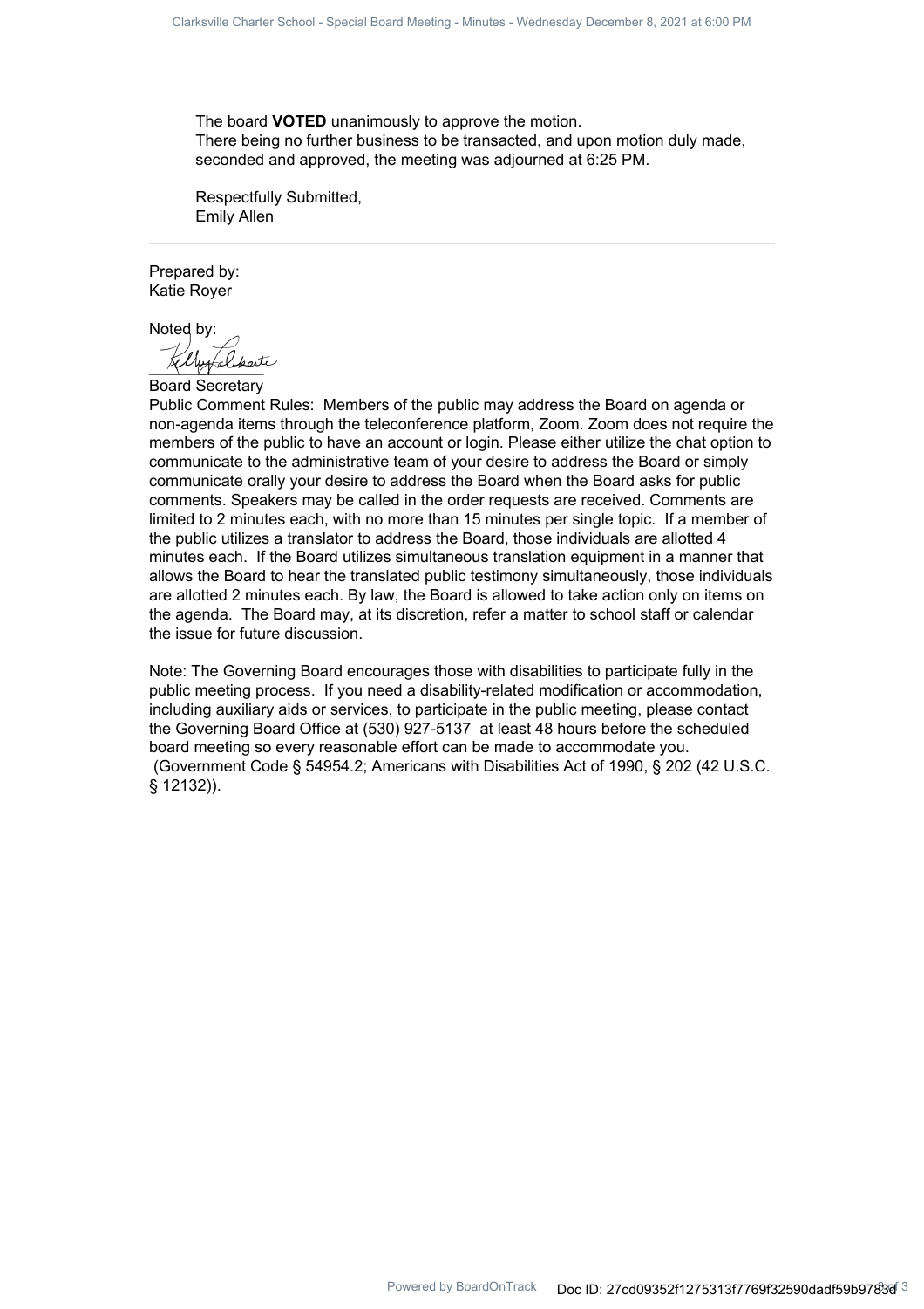The board **VOTED** unanimously to approve the motion.
There being no further business to be transacted, and upon motion duly made, seconded and approved, the meeting was adjourned at 6:25 PM.

Respectfully Submitted,
Emily Allen

---

Prepared by:
Katie Royer

Noted by:

Board Secretary

Public Comment Rules: Members of the public may address the Board on agenda or non-agenda items through the teleconference platform, Zoom. Zoom does not require the members of the public to have an account or login. Please either utilize the chat option to communicate to the administrative team of your desire to address the Board or simply communicate orally your desire to address the Board when the Board asks for public comments. Speakers may be called in the order requests are received. Comments are limited to 2 minutes each, with no more than 15 minutes per single topic. If a member of the public utilizes a translator to address the Board, those individuals are allotted 4 minutes each. If the Board utilizes simultaneous translation equipment in a manner that allows the Board to hear the translated public testimony simultaneously, those individuals are allotted 2 minutes each. By law, the Board is allowed to take action only on items on the agenda. The Board may, at its discretion, refer a matter to school staff or calendar the issue for future discussion.

Note: The Governing Board encourages those with disabilities to participate fully in the public meeting process. If you need a disability-related modification or accommodation, including auxiliary aids or services, to participate in the public meeting, please contact the Governing Board Office at (530) 927-5137 at least 48 hours before the scheduled board meeting so every reasonable effort can be made to accommodate you. (Government Code § 54954.2; Americans with Disabilities Act of 1990, § 202 (42 U.S.C. § 12132)).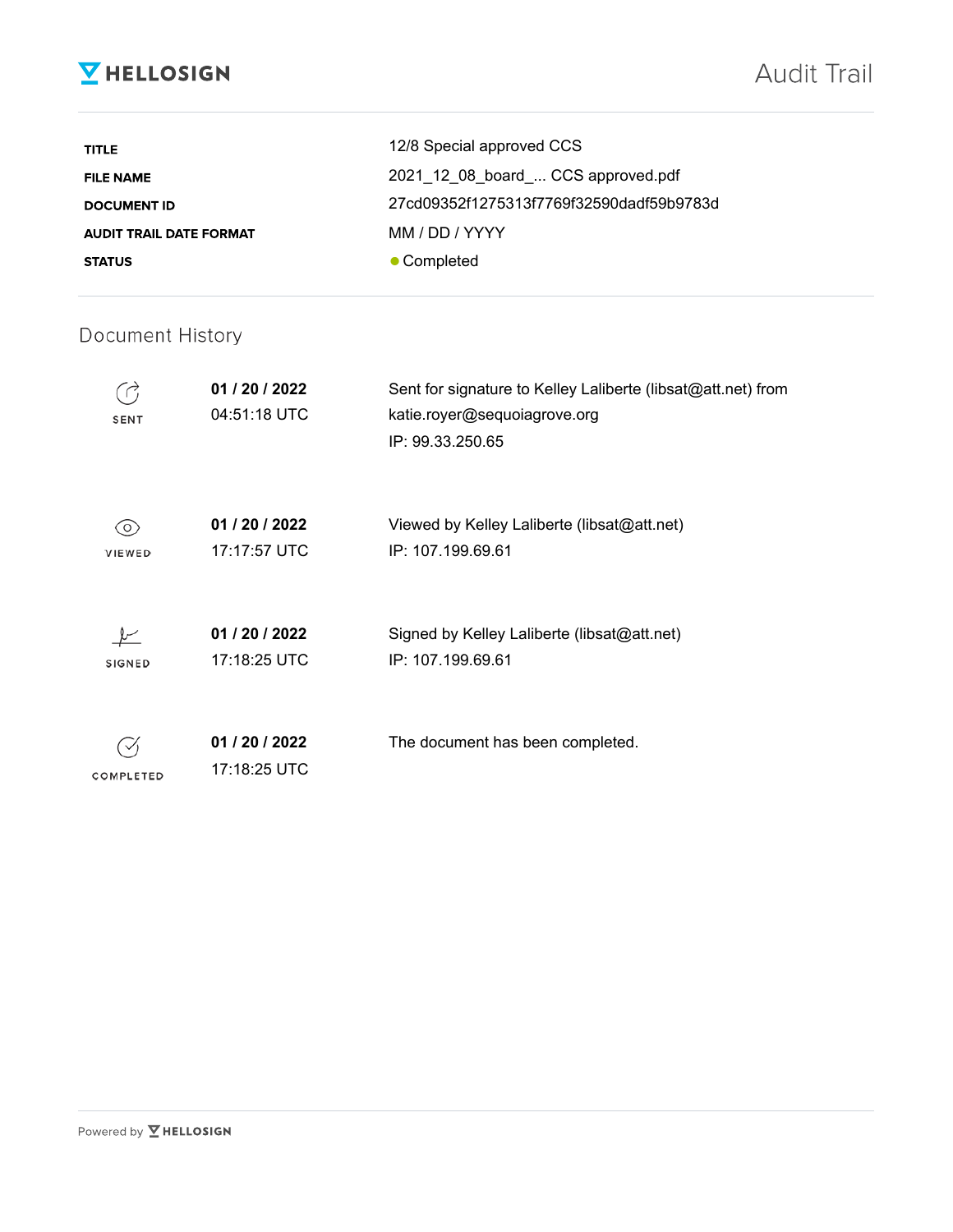HELLOSIGN

# Audit Trail

| | |
|---|---|
| **TITLE** | 12/8 Special approved CCS |
| **FILE NAME** | 2021_12_08_board_... CCS approved.pdf |
| **DOCUMENT ID** | 27cd09352f1275313f7769f32590dadf59b9783d |
| **AUDIT TRAIL DATE FORMAT** | MM / DD / YYYY |
| **STATUS** | ● Completed |

## Document History

| | | |
|---|---|---|
| SENT | **01 / 20 / 2022** 04:51:18 UTC | Sent for signature to Kelley Laliberte (libsat@att.net) from katie.royer@sequoiagrove.org IP: 99.33.250.65 |
| VIEWED | **01 / 20 / 2022** 17:17:57 UTC | Viewed by Kelley Laliberte (libsat@att.net) IP: 107.199.69.61 |
| SIGNED | **01 / 20 / 2022** 17:18:25 UTC | Signed by Kelley Laliberte (libsat@att.net) IP: 107.199.69.61 |
| COMPLETED | **01 / 20 / 2022** 17:18:25 UTC | The document has been completed. |

Powered by HELLOSIGN